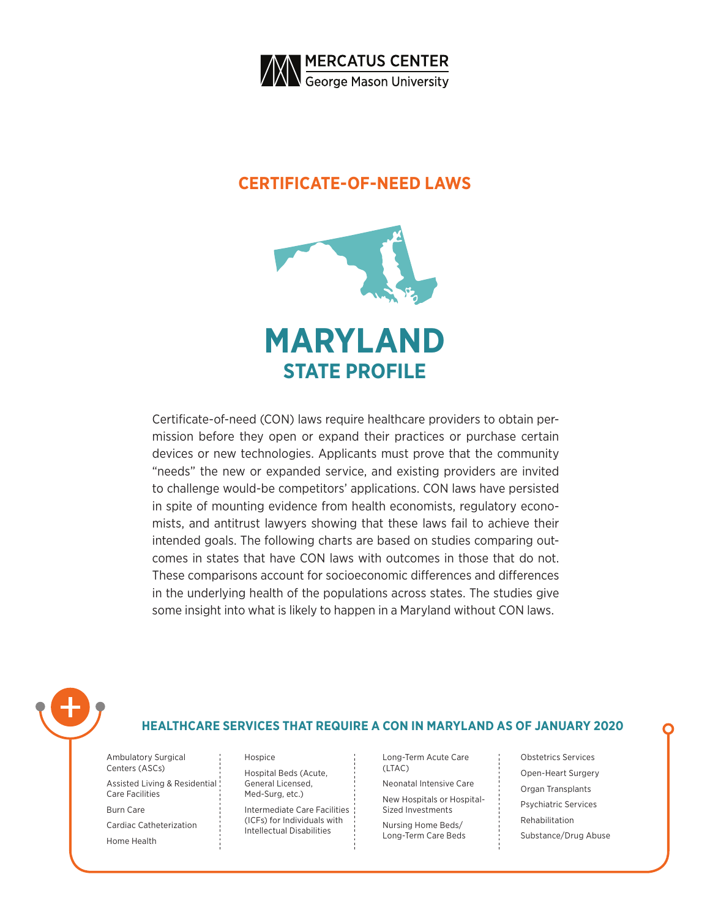MERCATUS CENTER
George Mason University

## CERTIFICATE-OF-NEED LAWS

# MARYLAND

## STATE PROFILE

Certificate-of-need (CON) laws require healthcare providers to obtain permission before they open or expand their practices or purchase certain devices or new technologies. Applicants must prove that the community "needs" the new or expanded service, and existing providers are invited to challenge would-be competitors' applications. CON laws have persisted in spite of mounting evidence from health economists, regulatory economists, and antitrust lawyers showing that these laws fail to achieve their intended goals. The following charts are based on studies comparing outcomes in states that have CON laws with outcomes in those that do not. These comparisons account for socioeconomic differences and differences in the underlying health of the populations across states. The studies give some insight into what is likely to happen in a Maryland without CON laws.

### HEALTHCARE SERVICES THAT REQUIRE A CON IN MARYLAND AS OF JANUARY 2020

- Ambulatory Surgical Centers (ASCs)
- Assisted Living & Residential Care Facilities
- Burn Care
- Cardiac Catheterization
- Home Health
- Hospice
- Hospital Beds (Acute, General Licensed, Med-Surg, etc.)
- Intermediate Care Facilities (ICFs) for Individuals with Intellectual Disabilities
- Long-Term Acute Care (LTAC)
- Neonatal Intensive Care
- New Hospitals or Hospital-Sized Investments
- Nursing Home Beds/ Long-Term Care Beds
- Obstetrics Services
- Open-Heart Surgery
- Organ Transplants
- Psychiatric Services
- Rehabilitation
- Substance/Drug Abuse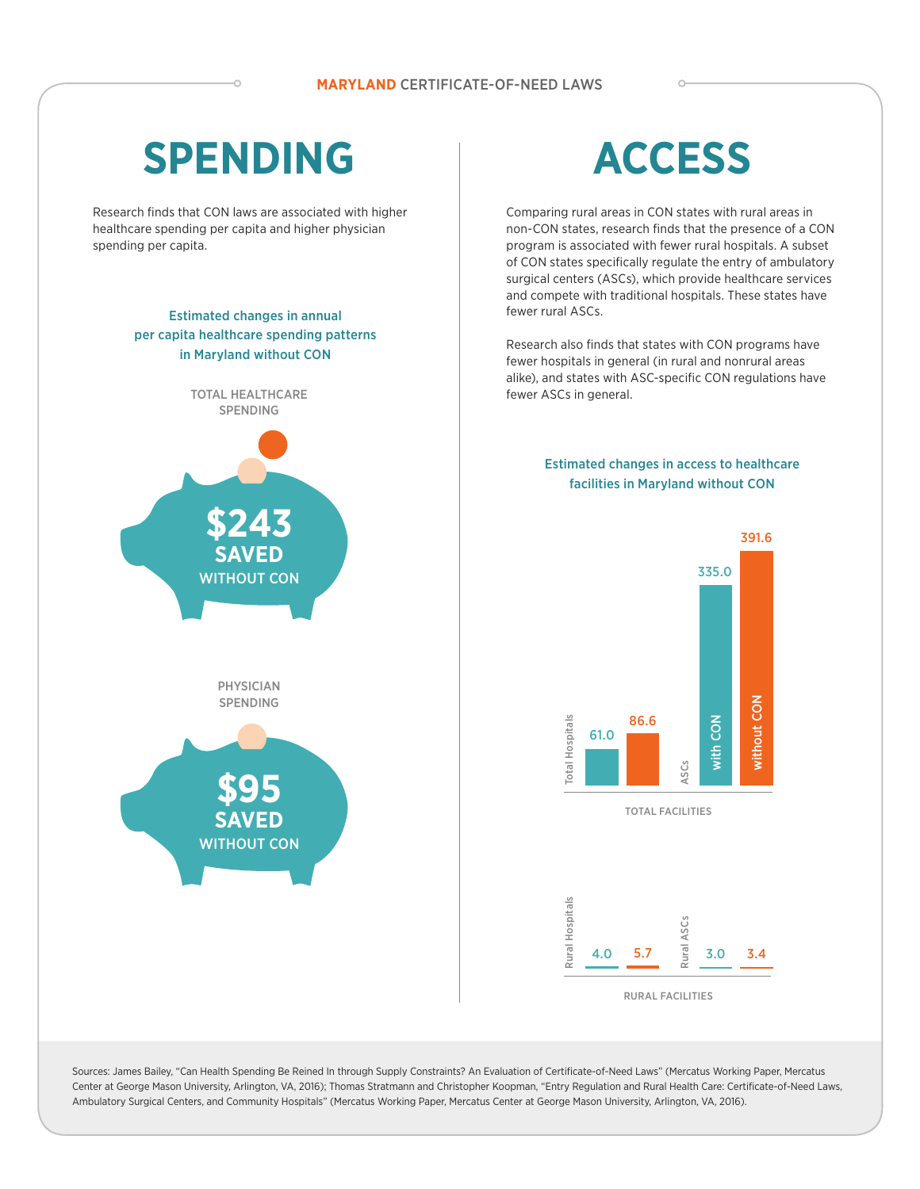**MARYLAND** CERTIFICATE-OF-NEED LAWS

# SPENDING

Research finds that CON laws are associated with higher healthcare spending per capita and higher physician spending per capita.

**Estimated changes in annual per capita healthcare spending patterns in Maryland without CON**

TOTAL HEALTHCARE SPENDING

**$243 SAVED** WITHOUT CON

PHYSICIAN SPENDING

**$95 SAVED** WITHOUT CON

# ACCESS

Comparing rural areas in CON states with rural areas in non-CON states, research finds that the presence of a CON program is associated with fewer rural hospitals. A subset of CON states specifically regulate the entry of ambulatory surgical centers (ASCs), which provide healthcare services and compete with traditional hospitals. These states have fewer rural ASCs.

Research also finds that states with CON programs have fewer hospitals in general (in rural and nonrural areas alike), and states with ASC-specific CON regulations have fewer ASCs in general.

**Estimated changes in access to healthcare facilities in Maryland without CON**

TOTAL FACILITIES

| | with CON | without CON |
|---|---|---|
| Total Hospitals | 61.0 | 86.6 |
| ASCs | 335.0 | 391.6 |

RURAL FACILITIES

| | with CON | without CON |
|---|---|---|
| Rural Hospitals | 4.0 | 5.7 |
| Rural ASCs | 3.0 | 3.4 |

Sources: James Bailey, "Can Health Spending Be Reined In through Supply Constraints? An Evaluation of Certificate-of-Need Laws" (Mercatus Working Paper, Mercatus Center at George Mason University, Arlington, VA, 2016); Thomas Stratmann and Christopher Koopman, "Entry Regulation and Rural Health Care: Certificate-of-Need Laws, Ambulatory Surgical Centers, and Community Hospitals" (Mercatus Working Paper, Mercatus Center at George Mason University, Arlington, VA, 2016).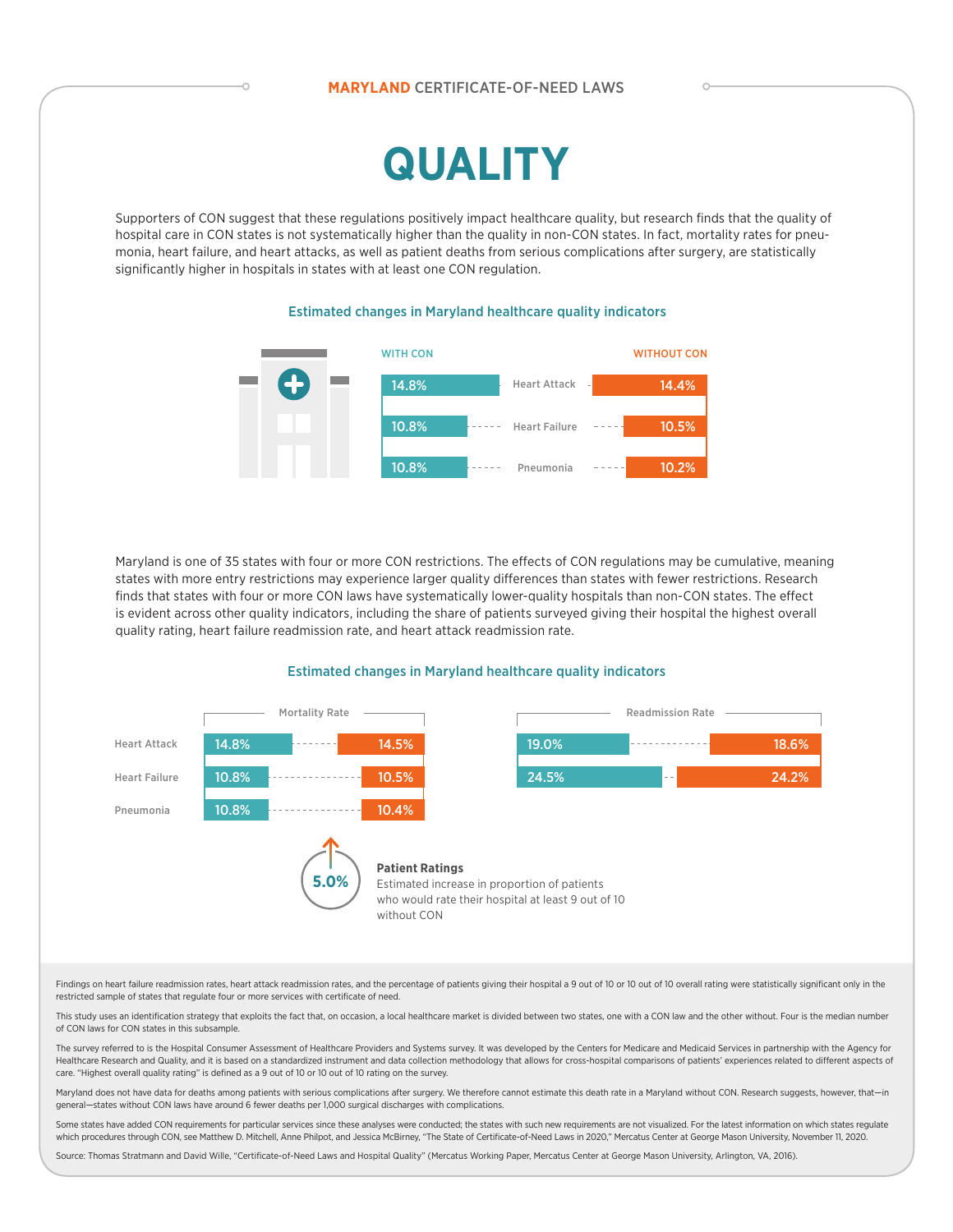**MARYLAND** CERTIFICATE-OF-NEED LAWS

# QUALITY

Supporters of CON suggest that these regulations positively impact healthcare quality, but research finds that the quality of hospital care in CON states is not systematically higher than the quality in non-CON states. In fact, mortality rates for pneumonia, heart failure, and heart attacks, as well as patient deaths from serious complications after surgery, are statistically significantly higher in hospitals in states with at least one CON regulation.

### Estimated changes in Maryland healthcare quality indicators

WITH CON
WITHOUT CON

14.8% Heart Attack 14.4%
10.8% Heart Failure 10.5%
10.8% Pneumonia 10.2%

Maryland is one of 35 states with four or more CON restrictions. The effects of CON regulations may be cumulative, meaning states with more entry restrictions may experience larger quality differences than states with fewer restrictions. Research finds that states with four or more CON laws have systematically lower-quality hospitals than non-CON states. The effect is evident across other quality indicators, including the share of patients surveyed giving their hospital the highest overall quality rating, heart failure readmission rate, and heart attack readmission rate.

### Estimated changes in Maryland healthcare quality indicators

Mortality Rate

Heart Attack 14.8% 14.5%
Heart Failure 10.8% 10.5%
Pneumonia 10.8% 10.4%

Readmission Rate

19.0% 18.6%
24.5% 24.2%

5.0%

**Patient Ratings**
Estimated increase in proportion of patients who would rate their hospital at least 9 out of 10 without CON

Findings on heart failure readmission rates, heart attack readmission rates, and the percentage of patients giving their hospital a 9 out of 10 or 10 out of 10 overall rating were statistically significant only in the restricted sample of states that regulate four or more services with certificate of need.

This study uses an identification strategy that exploits the fact that, on occasion, a local healthcare market is divided between two states, one with a CON law and the other without. Four is the median number of CON laws for CON states in this subsample.

The survey referred to is the Hospital Consumer Assessment of Healthcare Providers and Systems survey. It was developed by the Centers for Medicare and Medicaid Services in partnership with the Agency for Healthcare Research and Quality, and it is based on a standardized instrument and data collection methodology that allows for cross-hospital comparisons of patients' experiences related to different aspects of care. "Highest overall quality rating" is defined as a 9 out of 10 or 10 out of 10 rating on the survey.

Maryland does not have data for deaths among patients with serious complications after surgery. We therefore cannot estimate this death rate in a Maryland without CON. Research suggests, however, that—in general—states without CON laws have around 6 fewer deaths per 1,000 surgical discharges with complications.

Some states have added CON requirements for particular services since these analyses were conducted; the states with such new requirements are not visualized. For the latest information on which states regulate which procedures through CON, see Matthew D. Mitchell, Anne Philpot, and Jessica McBirney, "The State of Certificate-of-Need Laws in 2020," Mercatus Center at George Mason University, November 11, 2020.

Source: Thomas Stratmann and David Wille, "Certificate-of-Need Laws and Hospital Quality" (Mercatus Working Paper, Mercatus Center at George Mason University, Arlington, VA, 2016).